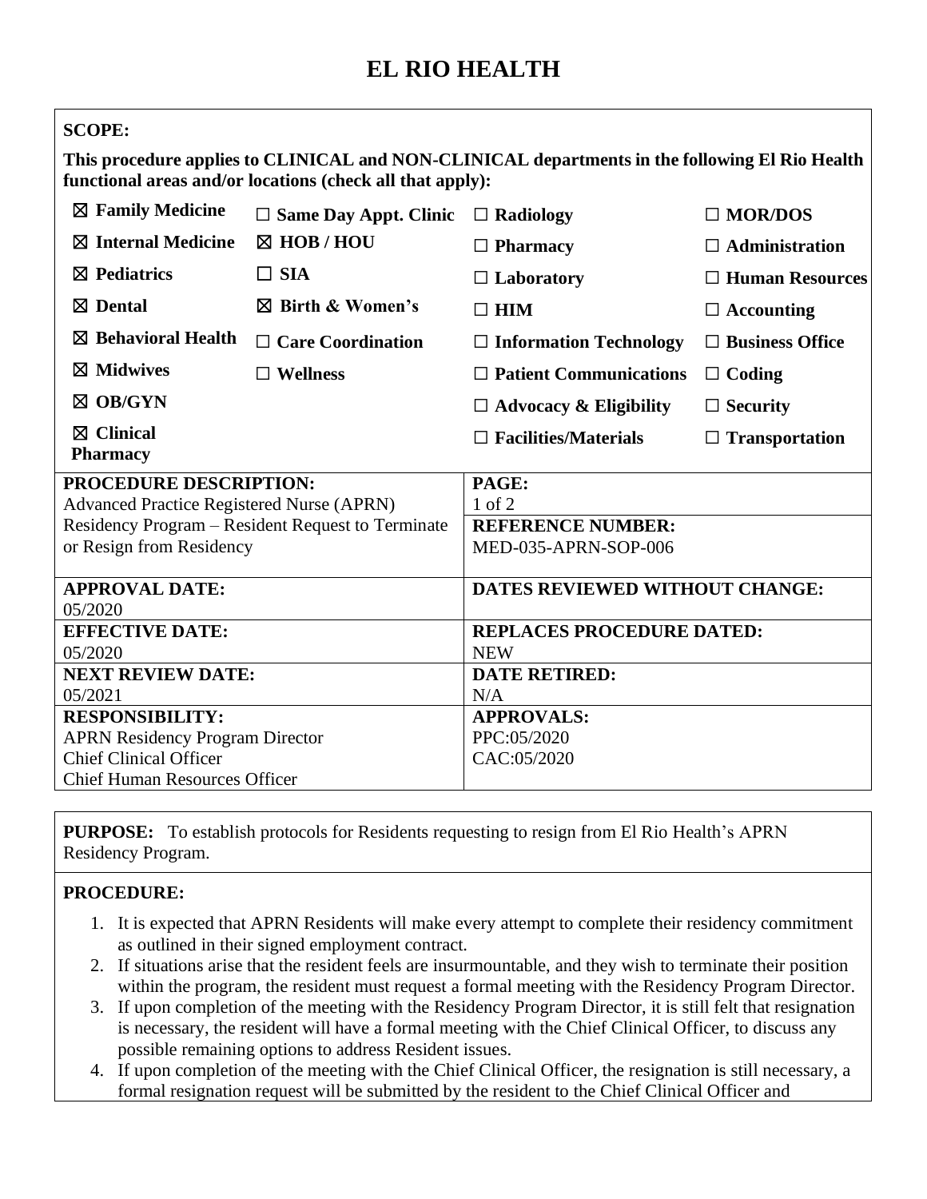# EL RIO HEALTH

**SCOPE:**

**This procedure applies to CLINICAL and NON-CLINICAL departments in the following El Rio Health functional areas and/or locations (check all that apply):**

| | | | |
|---|---|---|---|
| ☒ **Family Medicine** | ☐ **Same Day Appt. Clinic** | ☐ **Radiology** | ☐ **MOR/DOS** |
| ☒ **Internal Medicine** | ☒ **HOB / HOU** | ☐ **Pharmacy** | ☐ **Administration** |
| ☒ **Pediatrics** | ☐ **SIA** | ☐ **Laboratory** | ☐ **Human Resources** |
| ☒ **Dental** | ☒ **Birth & Women's** | ☐ **HIM** | ☐ **Accounting** |
| ☒ **Behavioral Health** | ☐ **Care Coordination** | ☐ **Information Technology** | ☐ **Business Office** |
| ☒ **Midwives** | ☐ **Wellness** | ☐ **Patient Communications** | ☐ **Coding** |
| ☒ **OB/GYN** | | ☐ **Advocacy & Eligibility** | ☐ **Security** |
| ☒ **Clinical Pharmacy** | | ☐ **Facilities/Materials** | ☐ **Transportation** |

| | |
|---|---|
| **PROCEDURE DESCRIPTION:** Advanced Practice Registered Nurse (APRN) Residency Program – Resident Request to Terminate or Resign from Residency | **PAGE:** 1 of 2<br>**REFERENCE NUMBER:** MED-035-APRN-SOP-006 |
| **APPROVAL DATE:** 05/2020 | **DATES REVIEWED WITHOUT CHANGE:** |
| **EFFECTIVE DATE:** 05/2020 | **REPLACES PROCEDURE DATED:** NEW |
| **NEXT REVIEW DATE:** 05/2021 | **DATE RETIRED:** N/A |
| **RESPONSIBILITY:** APRN Residency Program Director<br>Chief Clinical Officer<br>Chief Human Resources Officer | **APPROVALS:** PPC:05/2020<br>CAC:05/2020 |

**PURPOSE:** To establish protocols for Residents requesting to resign from El Rio Health's APRN Residency Program.

**PROCEDURE:**

1. It is expected that APRN Residents will make every attempt to complete their residency commitment as outlined in their signed employment contract.
2. If situations arise that the resident feels are insurmountable, and they wish to terminate their position within the program, the resident must request a formal meeting with the Residency Program Director.
3. If upon completion of the meeting with the Residency Program Director, it is still felt that resignation is necessary, the resident will have a formal meeting with the Chief Clinical Officer, to discuss any possible remaining options to address Resident issues.
4. If upon completion of the meeting with the Chief Clinical Officer, the resignation is still necessary, a formal resignation request will be submitted by the resident to the Chief Clinical Officer and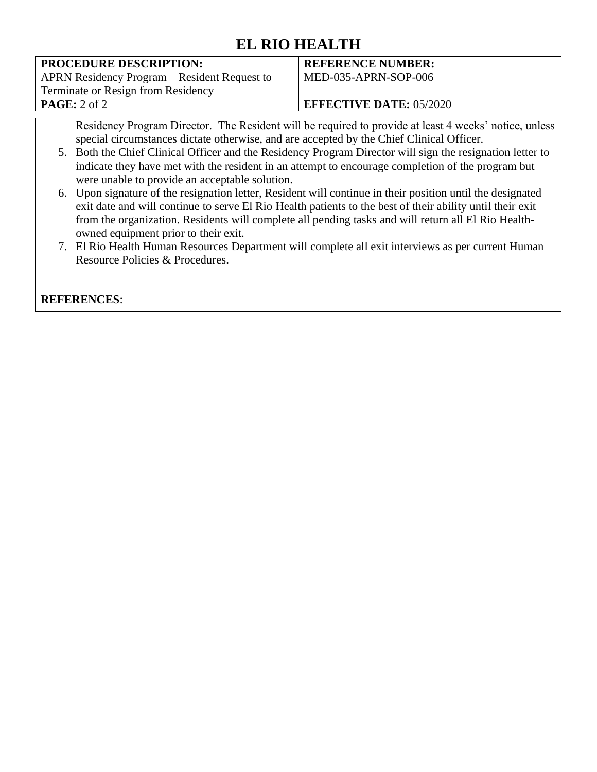Residency Program Director. The Resident will be required to provide at least 4 weeks' notice, unless special circumstances dictate otherwise, and are accepted by the Chief Clinical Officer.

5. Both the Chief Clinical Officer and the Residency Program Director will sign the resignation letter to indicate they have met with the resident in an attempt to encourage completion of the program but were unable to provide an acceptable solution.
6. Upon signature of the resignation letter, Resident will continue in their position until the designated exit date and will continue to serve El Rio Health patients to the best of their ability until their exit from the organization. Residents will complete all pending tasks and will return all El Rio Health-owned equipment prior to their exit.
7. El Rio Health Human Resources Department will complete all exit interviews as per current Human Resource Policies & Procedures.

**REFERENCES**: